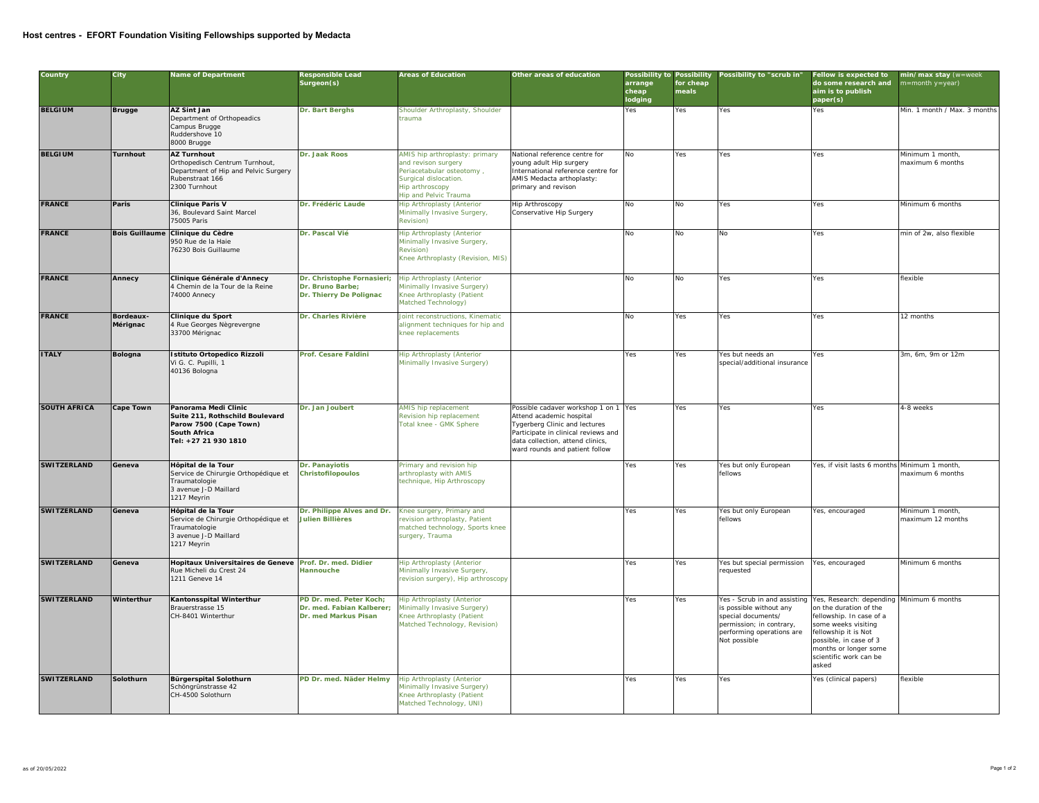## Host centres - EFORT Foundation Visiting Fellowships supported by Medacta

| Country | City | Name of Department | Responsible Lead Surgeon(s) | Areas of Education | Other areas of education | Possibility to arrange cheap lodging | Possibility for cheap meals | Possibility to "scrub in" | Fellow is expected to do some research and aim is to publish paper(s) | min/max stay (w=week m=month y=year) |
|---|---|---|---|---|---|---|---|---|---|---|
| **BELGIUM** | **Brugge** | **AZ Sint Jan**<br>Department of Orthopeadics<br>Campus Brugge<br>Ruddershove 10<br>8000 Brugge | **Dr. Bart Berghs** | Shoulder Arthroplasty, Shoulder trauma | | Yes | Yes | Yes | Yes | Min. 1 month / Max. 3 months |
| **BELGIUM** | **Turnhout** | **AZ Turnhout**<br>Orthopedisch Centrum Turnhout, Department of Hip and Pelvic Surgery<br>Rubenstraat 166<br>2300 Turnhout | **Dr. Jaak Roos** | AMIS hip arthroplasty: primary and revison surgery<br>Periacetabular osteotomy ,<br>Surgical dislocation.<br>Hip arthroscopy<br>Hip and Pelvic Trauma | National reference centre for young adult Hip surgery<br>International reference centre for AMIS Medacta arthoplasty: primary and revison | No | Yes | Yes | Yes | Minimum 1 month, maximum 6 months |
| **FRANCE** | **Paris** | **Clinique Paris V**<br>36, Boulevard Saint Marcel<br>75005 Paris | **Dr. Frédéric Laude** | Hip Arthroplasty (Anterior Minimally Invasive Surgery, Revision) | Hip Arthroscopy<br>Conservative Hip Surgery | No | No | Yes | Yes | Minimum 6 months |
| **FRANCE** | **Bois Guillaume** | **Clinique du Cèdre**<br>950 Rue de la Haie<br>76230 Bois Guillaume | **Dr. Pascal Vié** | Hip Arthroplasty (Anterior Minimally Invasive Surgery, Revision)<br>Knee Arthroplasty (Revision, MIS) | | No | No | No | Yes | min of 2w, also flexible |
| **FRANCE** | **Annecy** | **Clinique Générale d'Annecy**<br>4 Chemin de la Tour de la Reine<br>74000 Annecy | **Dr. Christophe Fornasieri;**<br>**Dr. Bruno Barbe;**<br>**Dr. Thierry De Polignac** | Hip Arthroplasty (Anterior Minimally Invasive Surgery)<br>Knee Arthroplasty (Patient Matched Technology) | | No | No | Yes | Yes | flexible |
| **FRANCE** | **Bordeaux-Mérignac** | **Clinique du Sport**<br>4 Rue Georges Nègrevergne<br>33700 Mérignac | **Dr. Charles Rivière** | Joint reconstructions, Kinematic alignment techniques for hip and knee replacements | | No | Yes | Yes | Yes | 12 months |
| **ITALY** | **Bologna** | **Istituto Ortopedico Rizzoli**<br>Vi G. C. Pupilli, 1<br>40136 Bologna | **Prof. Cesare Faldini** | Hip Arthroplasty (Anterior Minimally Invasive Surgery) | | Yes | Yes | Yes but needs an special/additional insurance | Yes | 3m, 6m, 9m or 12m |
| **SOUTH AFRICA** | **Cape Town** | **Panorama Medi Clinic**<br>**Suite 211, Rothschild Boulevard**<br>**Parow 7500 (Cape Town)**<br>**South Africa**<br>**Tel: +27 21 930 1810** | **Dr. Jan Joubert** | AMIS hip replacement<br>Revision hip replacement<br>Total knee - GMK Sphere | Possible cadaver workshop 1 on 1<br>Attend academic hospital<br>Tygerberg Clinic and lectures<br>Participate in clinical reviews and data collection, attend clinics, ward rounds and patient follow | Yes | Yes | Yes | Yes | 4-8 weeks |
| **SWITZERLAND** | **Geneva** | **Hôpital de la Tour**<br>Service de Chirurgie Orthopédique et Traumatologie<br>3 avenue J-D Maillard<br>1217 Meyrin | **Dr. Panayiotis Christofilopoulos** | Primary and revision hip arthroplasty with AMIS technique, Hip Arthroscopy | | Yes | Yes | Yes but only European fellows | Yes, if visit lasts 6 months | Minimum 1 month, maximum 6 months |
| **SWITZERLAND** | **Geneva** | **Hôpital de la Tour**<br>Service de Chirurgie Orthopédique et Traumatologie<br>3 avenue J-D Maillard<br>1217 Meyrin | **Dr. Philippe Alves and Dr. Julien Billières** | Knee surgery, Primary and revision arthroplasty, Patient matched technology, Sports knee surgery, Trauma | | Yes | Yes | Yes but only European fellows | Yes, encouraged | Minimum 1 month, maximum 12 months |
| **SWITZERLAND** | **Geneva** | **Hopitaux Universitaires de Geneve**<br>Rue Micheli du Crest 24<br>1211 Geneve 14 | **Prof. Dr. med. Didier Hannouche** | Hip Arthroplasty (Anterior Minimally Invasive Surgery, revision surgery), Hip arthroscopy | | Yes | Yes | Yes but special permission requested | Yes, encouraged | Minimum 6 months |
| **SWITZERLAND** | **Winterthur** | **Kantonsspital Winterthur**<br>Brauerstrasse 15<br>CH-8401 Winterthur | **PD Dr. med. Peter Koch;**<br>**Dr. med. Fabian Kalberer;**<br>**Dr. med Markus Pisan** | Hip Arthroplasty (Anterior Minimally Invasive Surgery)<br>Knee Arthroplasty (Patient Matched Technology, Revision) | | Yes | Yes | Yes - Scrub in and assisting is possible without any special documents/ permission; in contrary, performing operations are Not possible | Yes, Research: depending on the duration of the fellowship. In case of a some weeks visiting fellowship it is Not possible, in case of 3 months or longer some scientific work can be asked | Minimum 6 months |
| **SWITZERLAND** | **Solothurn** | **Bürgerspital Solothurn**<br>Schöngrünstrasse 42<br>CH-4500 Solothurn | **PD Dr. med. Näder Helmy** | Hip Arthroplasty (Anterior Minimally Invasive Surgery)<br>Knee Arthroplasty (Patient Matched Technology, UNI) | | Yes | Yes | Yes | Yes (clinical papers) | flexible |

as of 20/05/2022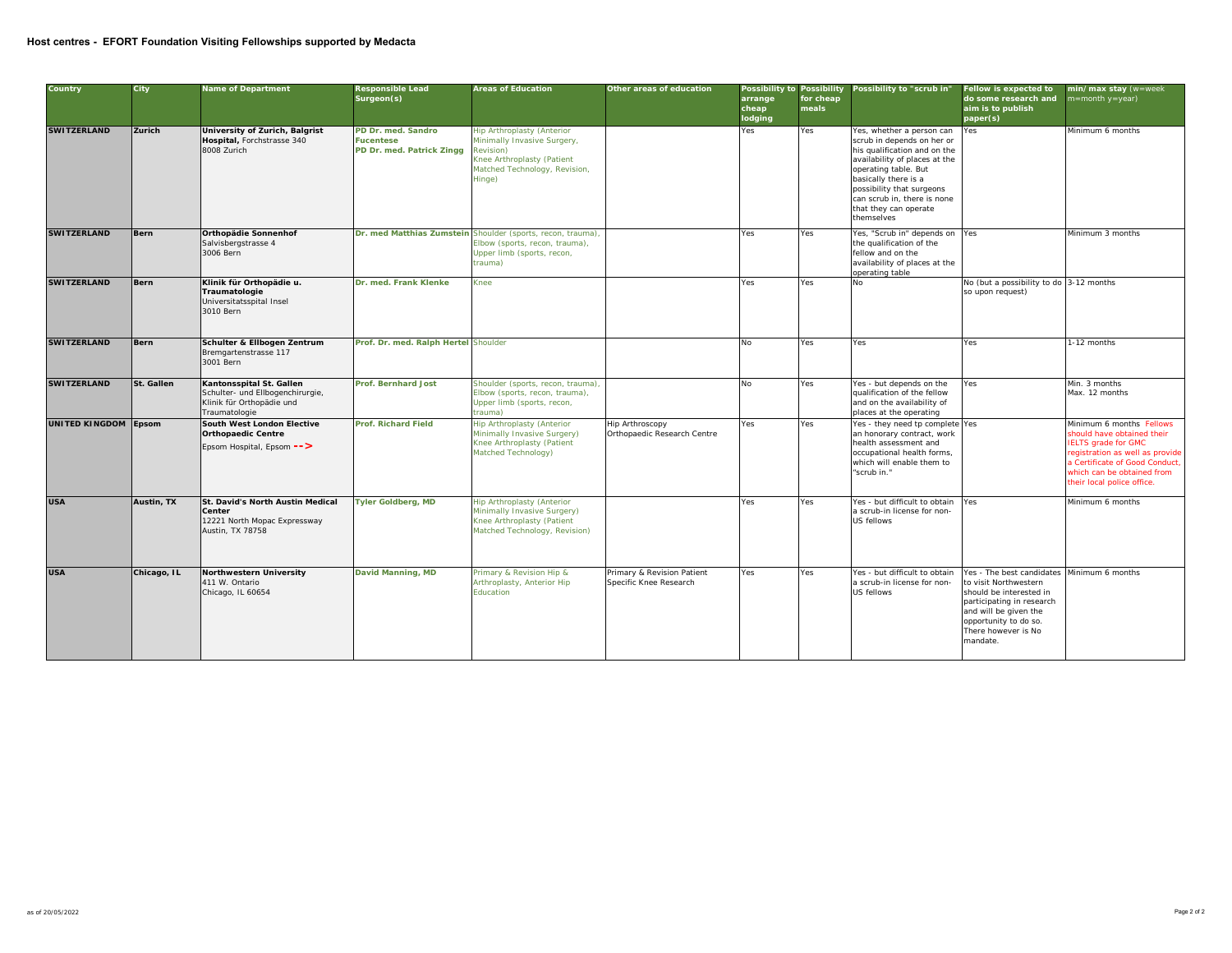## Host centres - EFORT Foundation Visiting Fellowships supported by Medacta

| Country | City | Name of Department | Responsible Lead Surgeon(s) | Areas of Education | Other areas of education | Possibility to arrange cheap lodging | Possibility for cheap meals | Possibility to "scrub in" | Fellow is expected to do some research and aim is to publish paper(s) | min/max stay (w=week m=month y=year) |
|---|---|---|---|---|---|---|---|---|---|---|
| SWITZERLAND | Zurich | **University of Zurich, Balgrist Hospital,** Forchstrasse 340 8008 Zurich | PD Dr. med. Sandro Fucentese PD Dr. med. Patrick Zingg | Hip Arthroplasty (Anterior Minimally Invasive Surgery, Revision) Knee Arthroplasty (Patient Matched Technology, Revision, Hinge) | | Yes | Yes | Yes, whether a person can scrub in depends on her or his qualification and on the availability of places at the operating table. But basically there is a possibility that surgeons can scrub in, there is none that they can operate themselves | Yes | Minimum 6 months |
| SWITZERLAND | Bern | **Orthopädie Sonnenhof** Salvisbergstrasse 4 3006 Bern | Dr. med Matthias Zumstein | Shoulder (sports, recon, trauma), Elbow (sports, recon, trauma), Upper limb (sports, recon, trauma) | | Yes | Yes | Yes, "Scrub in" depends on the qualification of the fellow and on the availability of places at the operating table | Yes | Minimum 3 months |
| SWITZERLAND | Bern | **Klinik für Orthopädie u. Traumatologie** Universitatsspital Insel 3010 Bern | Dr. med. Frank Klenke | Knee | | Yes | Yes | No | No (but a possibility to do so upon request) | 3-12 months |
| SWITZERLAND | Bern | **Schulter & Ellbogen Zentrum** Bremgartenstrasse 117 3001 Bern | Prof. Dr. med. Ralph Hertel | Shoulder | | No | Yes | Yes | Yes | 1-12 months |
| SWITZERLAND | St. Gallen | **Kantonsspital St. Gallen** Schulter- und Ellbogenchirurgie, Klinik für Orthopädie und Traumatologie | Prof. Bernhard Jost | Shoulder (sports, recon, trauma), Elbow (sports, recon, trauma), Upper limb (sports, recon, trauma) | | No | Yes | Yes - but depends on the qualification of the Fellow and on the availability of places at the operating | Yes | Min. 3 months Max. 12 months |
| UNITED KINGDOM | Epsom | **South West London Elective Orthopaedic Centre** Epsom Hospital, Epsom --> | Prof. Richard Field | Hip Arthroplasty (Anterior Minimally Invasive Surgery) Knee Arthroplasty (Patient Matched Technology) | Hip Arthroscopy Orthopaedic Research Centre | Yes | Yes | Yes - they need tp complete an honorary contract, work health assessment and occupational health forms, which will enable them to "scrub in." | Yes | Minimum 6 months Fellows should have obtained their IELTS grade for GMC registration as well as provide a Certificate of Good Conduct, which can be obtained from their local police office. |
| USA | Austin, TX | **St. David's North Austin Medical Center** 12221 North Mopac Expressway Austin, TX 78758 | Tyler Goldberg, MD | Hip Arthroplasty (Anterior Minimally Invasive Surgery) Knee Arthroplasty (Patient Matched Technology, Revision) | | Yes | Yes | Yes - but difficult to obtain a scrub-in license for non-US fellows | Yes | Minimum 6 months |
| USA | Chicago, IL | **Northwestern University** 411 W. Ontario Chicago, IL 60654 | David Manning, MD | Primary & Revision Hip & Arthroplasty, Anterior Hip Education | Primary & Revision Patient Specific Knee Research | Yes | Yes | Yes - but difficult to obtain a scrub-in license for non-US fellows | Yes - The best candidates to visit Northwestern should be interested in participating in research and will be given the opportunity to do so. There however is No mandate. | Minimum 6 months |

as of 20/05/2022